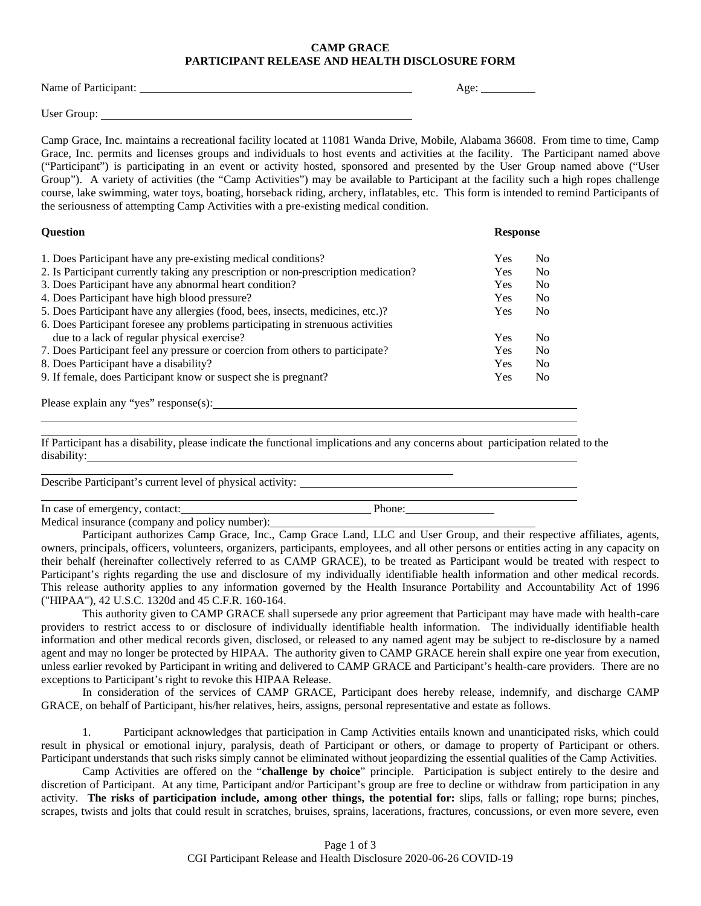# CAMP GRACE
## PARTICIPANT RELEASE AND HEALTH DISCLOSURE FORM

Name of Participant: ______________________________________________ Age: _________

User Group: ______________________________________________________

Camp Grace, Inc. maintains a recreational facility located at 11081 Wanda Drive, Mobile, Alabama 36608. From time to time, Camp Grace, Inc. permits and licenses groups and individuals to host events and activities at the facility. The Participant named above ("Participant") is participating in an event or activity hosted, sponsored and presented by the User Group named above ("User Group"). A variety of activities (the "Camp Activities") may be available to Participant at the facility such a high ropes challenge course, lake swimming, water toys, boating, horseback riding, archery, inflatables, etc. This form is intended to remind Participants of the seriousness of attempting Camp Activities with a pre-existing medical condition.

| Question | Response | |
|---|---|---|
| 1. Does Participant have any pre-existing medical conditions? | Yes | No |
| 2. Is Participant currently taking any prescription or non-prescription medication? | Yes | No |
| 3. Does Participant have any abnormal heart condition? | Yes | No |
| 4. Does Participant have high blood pressure? | Yes | No |
| 5. Does Participant have any allergies (food, bees, insects, medicines, etc.)? | Yes | No |
| 6. Does Participant foresee any problems participating in strenuous activities due to a lack of regular physical exercise? | Yes | No |
| 7. Does Participant feel any pressure or coercion from others to participate? | Yes | No |
| 8. Does Participant have a disability? | Yes | No |
| 9. If female, does Participant know or suspect she is pregnant? | Yes | No |

Please explain any "yes" response(s): ____________________________________________________________

______________________________________________________________________________

______________________________________________________________________________

If Participant has a disability, please indicate the functional implications and any concerns about participation related to the disability: ______________________________________________________________________________

______________________________________________________________________________

Describe Participant's current level of physical activity: ____________________________________________

______________________________________________________________________________

In case of emergency, contact: __________________________________ Phone: ________________

Medical insurance (company and policy number): ______________________________________________

Participant authorizes Camp Grace, Inc., Camp Grace Land, LLC and User Group, and their respective affiliates, agents, owners, principals, officers, volunteers, organizers, participants, employees, and all other persons or entities acting in any capacity on their behalf (hereinafter collectively referred to as CAMP GRACE), to be treated as Participant would be treated with respect to Participant's rights regarding the use and disclosure of my individually identifiable health information and other medical records. This release authority applies to any information governed by the Health Insurance Portability and Accountability Act of 1996 ("HIPAA"), 42 U.S.C. 1320d and 45 C.F.R. 160-164.

This authority given to CAMP GRACE shall supersede any prior agreement that Participant may have made with health-care providers to restrict access to or disclosure of individually identifiable health information. The individually identifiable health information and other medical records given, disclosed, or released to any named agent may be subject to re-disclosure by a named agent and may no longer be protected by HIPAA. The authority given to CAMP GRACE herein shall expire one year from execution, unless earlier revoked by Participant in writing and delivered to CAMP GRACE and Participant's health-care providers. There are no exceptions to Participant's right to revoke this HIPAA Release.

In consideration of the services of CAMP GRACE, Participant does hereby release, indemnify, and discharge CAMP GRACE, on behalf of Participant, his/her relatives, heirs, assigns, personal representative and estate as follows.

1. Participant acknowledges that participation in Camp Activities entails known and unanticipated risks, which could result in physical or emotional injury, paralysis, death of Participant or others, or damage to property of Participant or others. Participant understands that such risks simply cannot be eliminated without jeopardizing the essential qualities of the Camp Activities.

Camp Activities are offered on the "**challenge by choice**" principle. Participation is subject entirely to the desire and discretion of Participant. At any time, Participant and/or Participant's group are free to decline or withdraw from participation in any activity. **The risks of participation include, among other things, the potential for:** slips, falls or falling; rope burns; pinches, scrapes, twists and jolts that could result in scratches, bruises, sprains, lacerations, fractures, concussions, or even more severe, even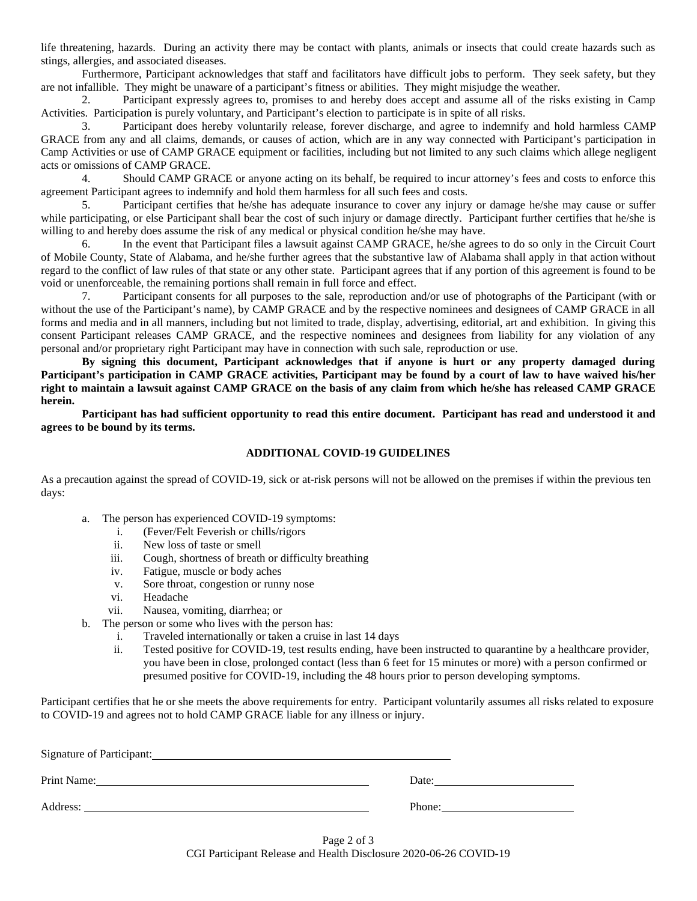life threatening, hazards. During an activity there may be contact with plants, animals or insects that could create hazards such as stings, allergies, and associated diseases.

Furthermore, Participant acknowledges that staff and facilitators have difficult jobs to perform. They seek safety, but they are not infallible. They might be unaware of a participant's fitness or abilities. They might misjudge the weather.

2. Participant expressly agrees to, promises to and hereby does accept and assume all of the risks existing in Camp Activities. Participation is purely voluntary, and Participant's election to participate is in spite of all risks.

3. Participant does hereby voluntarily release, forever discharge, and agree to indemnify and hold harmless CAMP GRACE from any and all claims, demands, or causes of action, which are in any way connected with Participant's participation in Camp Activities or use of CAMP GRACE equipment or facilities, including but not limited to any such claims which allege negligent acts or omissions of CAMP GRACE.

4. Should CAMP GRACE or anyone acting on its behalf, be required to incur attorney's fees and costs to enforce this agreement Participant agrees to indemnify and hold them harmless for all such fees and costs.

5. Participant certifies that he/she has adequate insurance to cover any injury or damage he/she may cause or suffer while participating, or else Participant shall bear the cost of such injury or damage directly. Participant further certifies that he/she is willing to and hereby does assume the risk of any medical or physical condition he/she may have.

6. In the event that Participant files a lawsuit against CAMP GRACE, he/she agrees to do so only in the Circuit Court of Mobile County, State of Alabama, and he/she further agrees that the substantive law of Alabama shall apply in that action without regard to the conflict of law rules of that state or any other state. Participant agrees that if any portion of this agreement is found to be void or unenforceable, the remaining portions shall remain in full force and effect.

7. Participant consents for all purposes to the sale, reproduction and/or use of photographs of the Participant (with or without the use of the Participant's name), by CAMP GRACE and by the respective nominees and designees of CAMP GRACE in all forms and media and in all manners, including but not limited to trade, display, advertising, editorial, art and exhibition. In giving this consent Participant releases CAMP GRACE, and the respective nominees and designees from liability for any violation of any personal and/or proprietary right Participant may have in connection with such sale, reproduction or use.

**By signing this document, Participant acknowledges that if anyone is hurt or any property damaged during Participant's participation in CAMP GRACE activities, Participant may be found by a court of law to have waived his/her right to maintain a lawsuit against CAMP GRACE on the basis of any claim from which he/she has released CAMP GRACE herein.**

**Participant has had sufficient opportunity to read this entire document. Participant has read and understood it and agrees to be bound by its terms.**

## ADDITIONAL COVID-19 GUIDELINES

As a precaution against the spread of COVID-19, sick or at-risk persons will not be allowed on the premises if within the previous ten days:

a. The person has experienced COVID-19 symptoms:
   i. (Fever/Felt Feverish or chills/rigors
   ii. New loss of taste or smell
   iii. Cough, shortness of breath or difficulty breathing
   iv. Fatigue, muscle or body aches
   v. Sore throat, congestion or runny nose
   vi. Headache
   vii. Nausea, vomiting, diarrhea; or
b. The person or some who lives with the person has:
   i. Traveled internationally or taken a cruise in last 14 days
   ii. Tested positive for COVID-19, test results ending, have been instructed to quarantine by a healthcare provider, you have been in close, prolonged contact (less than 6 feet for 15 minutes or more) with a person confirmed or presumed positive for COVID-19, including the 48 hours prior to person developing symptoms.

Participant certifies that he or she meets the above requirements for entry. Participant voluntarily assumes all risks related to exposure to COVID-19 and agrees not to hold CAMP GRACE liable for any illness or injury.

Signature of Participant: ______________________________

Print Name: ______________________________ Date: ______________

Address: ______________________________ Phone: ______________

CGI Participant Release and Health Disclosure 2020-06-26 COVID-19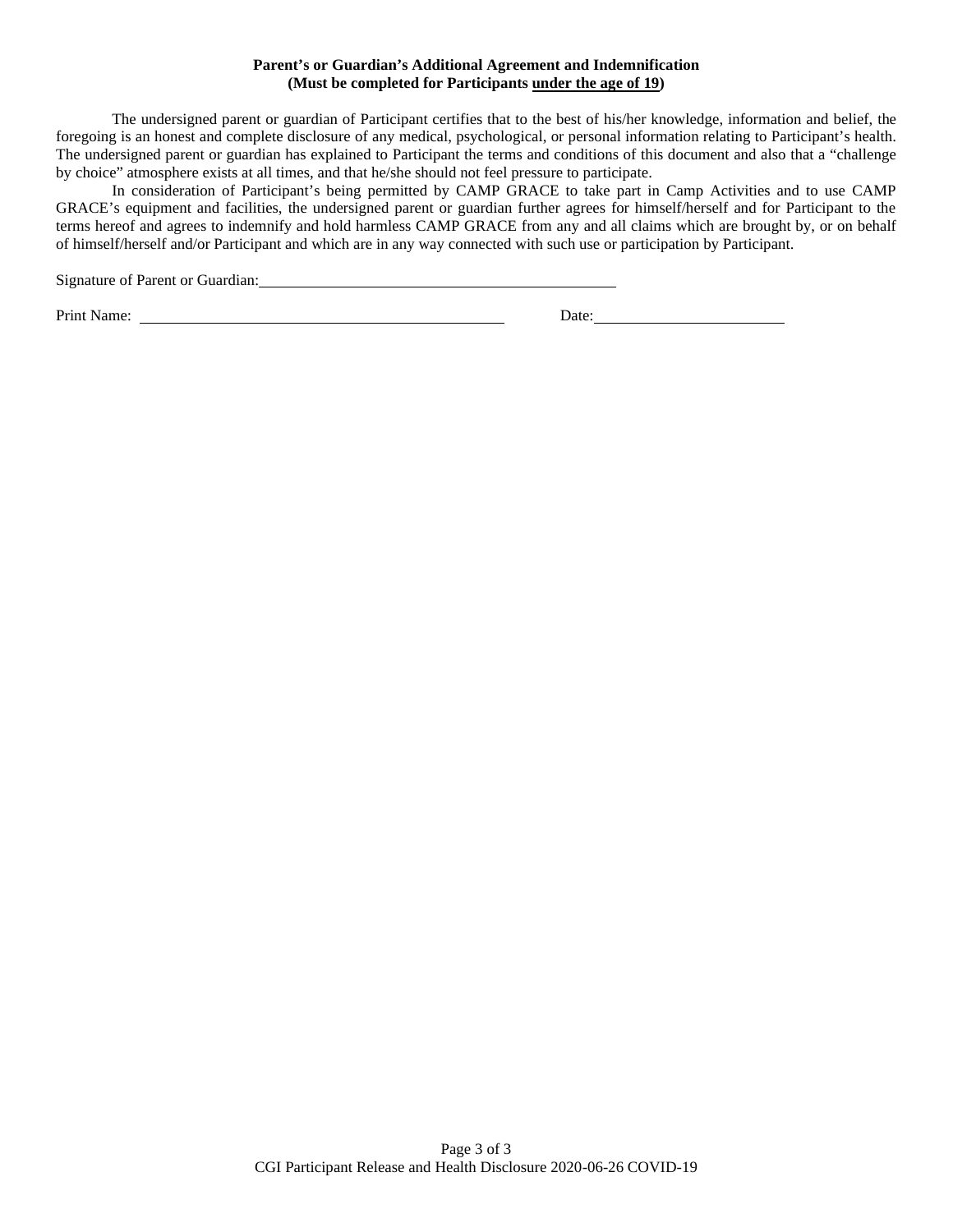**Parent's or Guardian's Additional Agreement and Indemnification**
**(Must be completed for Participants <u>under the age of 19</u>)**

The undersigned parent or guardian of Participant certifies that to the best of his/her knowledge, information and belief, the foregoing is an honest and complete disclosure of any medical, psychological, or personal information relating to Participant's health. The undersigned parent or guardian has explained to Participant the terms and conditions of this document and also that a "challenge by choice" atmosphere exists at all times, and that he/she should not feel pressure to participate.

In consideration of Participant's being permitted by CAMP GRACE to take part in Camp Activities and to use CAMP GRACE's equipment and facilities, the undersigned parent or guardian further agrees for himself/herself and for Participant to the terms hereof and agrees to indemnify and hold harmless CAMP GRACE from any and all claims which are brought by, or on behalf of himself/herself and/or Participant and which are in any way connected with such use or participation by Participant.

Signature of Parent or Guardian: ______________________________________________

Print Name: ______________________________________________ Date: ________________________